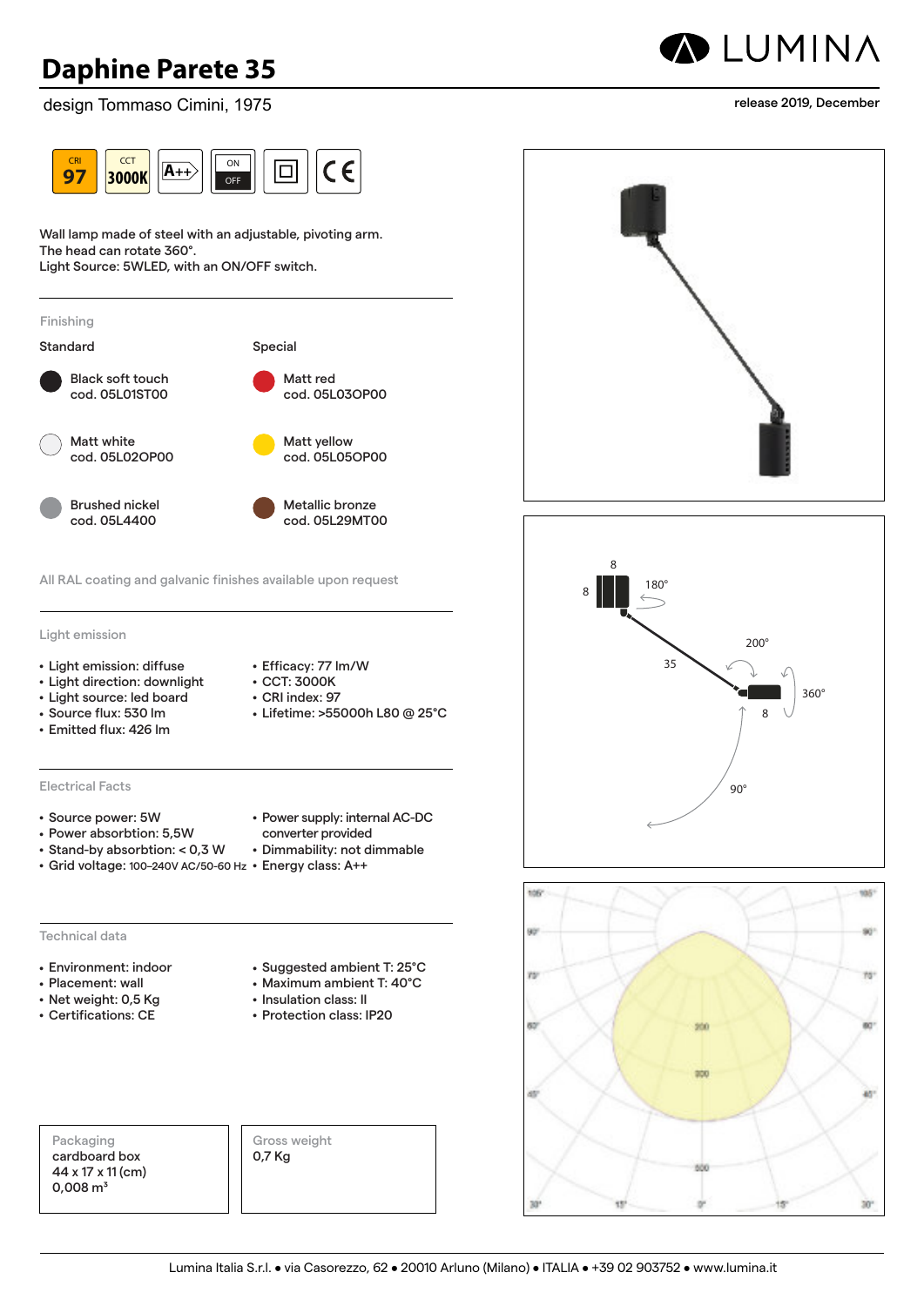# Daphine Parete 35

design Tommaso Cimini, 1975

release 2019, December

CRI 97 | CCT 3000K | A++ | ON OFF

Wall lamp made of steel with an adjustable, pivoting arm.
The head can rotate 360°.
Light Source: 5WLED, with an ON/OFF switch.

## Finishing

**Standard**

- Black soft touch
  cod. 05L01ST00
- Matt white
  cod. 05L02OP00
- Brushed nickel
  cod. 05L4400

**Special**

- Matt red
  cod. 05L03OP00
- Matt yellow
  cod. 05L05OP00
- Metallic bronze
  cod. 05L29MT00

All RAL coating and galvanic finishes available upon request

## Light emission

- Light emission: diffuse
- Light direction: downlight
- Light source: led board
- Source flux: 530 lm
- Emitted flux: 426 lm
- Efficacy: 77 lm/W
- CCT: 3000K
- CRI index: 97
- Lifetime: >55000h L80 @ 25°C

## Electrical Facts

- Source power: 5W
- Power absorbtion: 5,5W
- Stand-by absorbtion: < 0,3 W
- Grid voltage: 100–240V AC/50-60 Hz
- Power supply: internal AC-DC converter provided
- Dimmability: not dimmable
- Energy class: A++

## Technical data

- Environment: indoor
- Placement: wall
- Net weight: 0,5 Kg
- Certifications: CE
- Suggested ambient T: 25°C
- Maximum ambient T: 40°C
- Insulation class: II
- Protection class: IP20

Packaging
cardboard box
44 x 17 x 11 (cm)
0,008 m³

Gross weight
0,7 Kg

Lumina Italia S.r.l. • via Casorezzo, 62 • 20010 Arluno (Milano) • ITALIA • +39 02 903752 • www.lumina.it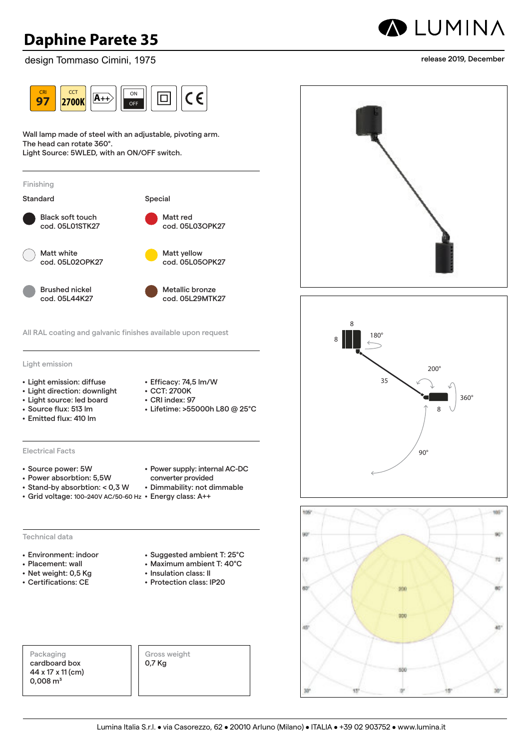# Daphine Parete 35

design Tommaso Cimini, 1975

release 2019, December

CRI 97 | CCT 2700K | A++ | ON OFF

Wall lamp made of steel with an adjustable, pivoting arm.
The head can rotate 360°.
Light Source: 5WLED, with an ON/OFF switch.

## Finishing

**Standard**

- Black soft touch cod. 05L01STK27
- Matt white cod. 05L02OPK27
- Brushed nickel cod. 05L44K27

**Special**

- Matt red cod. 05L03OPK27
- Matt yellow cod. 05L05OPK27
- Metallic bronze cod. 05L29MTK27

All RAL coating and galvanic finishes available upon request

## Light emission

- Light emission: diffuse
- Light direction: downlight
- Light source: led board
- Source flux: 513 lm
- Emitted flux: 410 lm
- Efficacy: 74,5 lm/W
- CCT: 2700K
- CRI index: 97
- Lifetime: >55000h L80 @ 25°C

## Electrical Facts

- Source power: 5W
- Power absorbtion: 5,5W
- Stand-by absorbtion: < 0,3 W
- Grid voltage: 100-240V AC/50-60 Hz
- Power supply: internal AC-DC converter provided
- Dimmability: not dimmable
- Energy class: A++

## Technical data

- Environment: indoor
- Placement: wall
- Net weight: 0,5 Kg
- Certifications: CE
- Suggested ambient T: 25°C
- Maximum ambient T: 40°C
- Insulation class: II
- Protection class: IP20

Packaging
cardboard box
44 x 17 x 11 (cm)
0,008 m³

Gross weight
0,7 Kg

Lumina Italia S.r.l. • via Casorezzo, 62 • 20010 Arluno (Milano) • ITALIA • +39 02 903752 • www.lumina.it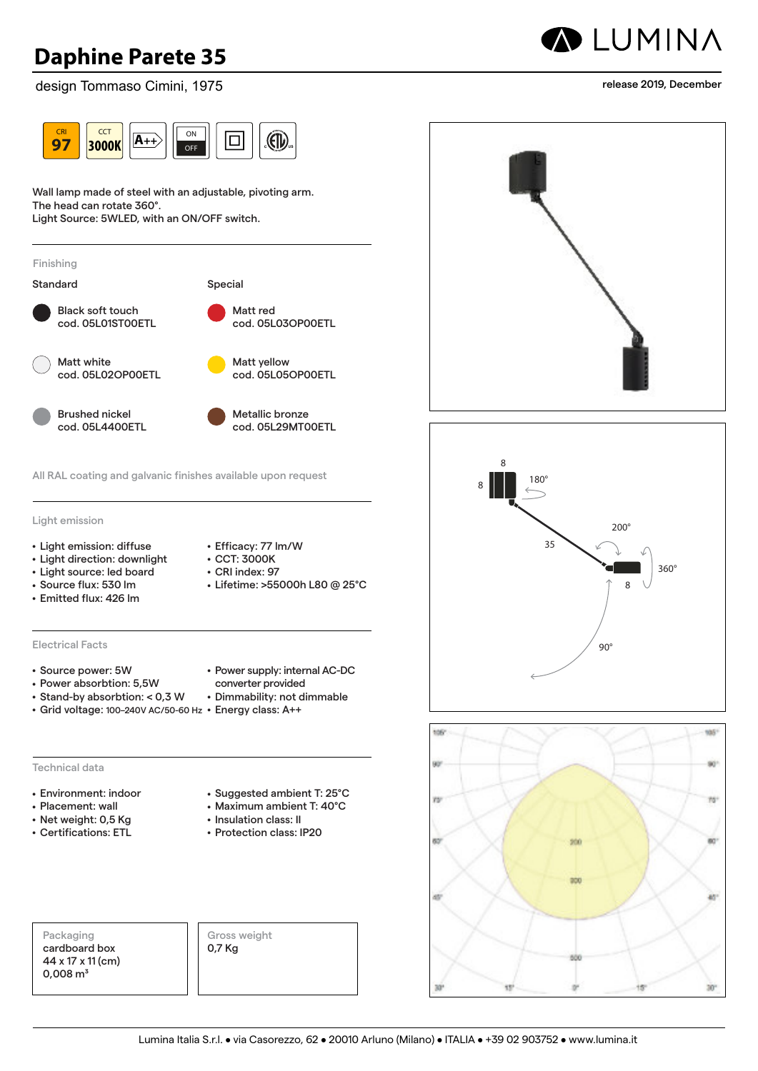# Daphine Parete 35

design Tommaso Cimini, 1975

release 2019, December

CRI 97 | CCT 3000K | A++ | ON OFF

Wall lamp made of steel with an adjustable, pivoting arm.
The head can rotate 360°.
Light Source: 5WLED, with an ON/OFF switch.

## Finishing

**Standard**

- Black soft touch
  cod. 05L01ST00ETL
- Matt white
  cod. 05L02OP00ETL
- Brushed nickel
  cod. 05L4400ETL

**Special**

- Matt red
  cod. 05L03OP00ETL
- Matt yellow
  cod. 05L05OP00ETL
- Metallic bronze
  cod. 05L29MT00ETL

All RAL coating and galvanic finishes available upon request

## Light emission

- Light emission: diffuse
- Light direction: downlight
- Light source: led board
- Source flux: 530 lm
- Emitted flux: 426 lm
- Efficacy: 77 lm/W
- CCT: 3000K
- CRI index: 97
- Lifetime: >55000h L80 @ 25°C

## Electrical Facts

- Source power: 5W
- Power absorbtion: 5,5W
- Stand-by absorbtion: < 0,3 W
- Grid voltage: 100–240V AC/50-60 Hz
- Power supply: internal AC-DC converter provided
- Dimmability: not dimmable
- Energy class: A++

## Technical data

- Environment: indoor
- Placement: wall
- Net weight: 0,5 Kg
- Certifications: ETL
- Suggested ambient T: 25°C
- Maximum ambient T: 40°C
- Insulation class: II
- Protection class: IP20

| Packaging | Gross weight |
|---|---|
| cardboard box<br>44 x 17 x 11 (cm)<br>0,008 m³ | 0,7 Kg |

Lumina Italia S.r.l. • via Casorezzo, 62 • 20010 Arluno (Milano) • ITALIA • +39 02 903752 • www.lumina.it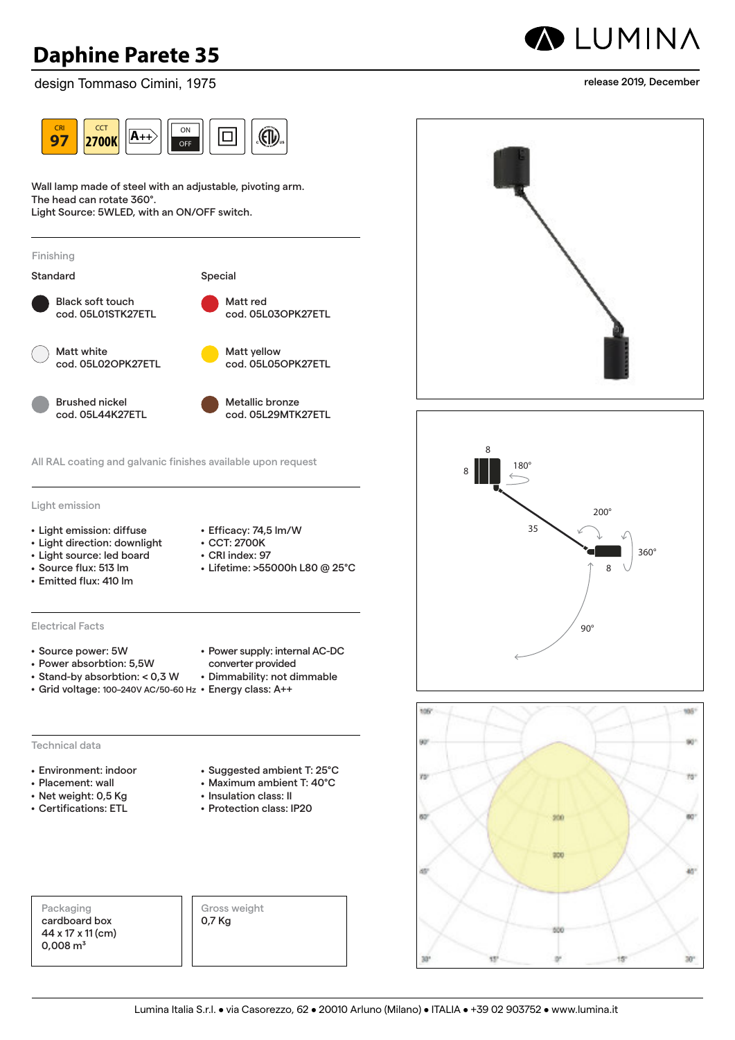# Daphine Parete 35

design Tommaso Cimini, 1975

release 2019, December

CRI 97 | CCT 2700K | A++ | ON/OFF

Wall lamp made of steel with an adjustable, pivoting arm.
The head can rotate 360°.
Light Source: 5WLED, with an ON/OFF switch.

## Finishing

**Standard**

- Black soft touch
  cod. 05L01STK27ETL
- Matt white
  cod. 05L02OPK27ETL
- Brushed nickel
  cod. 05L44K27ETL

**Special**

- Matt red
  cod. 05L03OPK27ETL
- Matt yellow
  cod. 05L05OPK27ETL
- Metallic bronze
  cod. 05L29MTK27ETL

All RAL coating and galvanic finishes available upon request

## Light emission

- Light emission: diffuse
- Light direction: downlight
- Light source: led board
- Source flux: 513 lm
- Emitted flux: 410 lm
- Efficacy: 74,5 lm/W
- CCT: 2700K
- CRI index: 97
- Lifetime: >55000h L80 @ 25°C

## Electrical Facts

- Source power: 5W
- Power absorbtion: 5,5W
- Stand-by absorbtion: < 0,3 W
- Grid voltage: 100–240V AC/50-60 Hz
- Power supply: internal AC-DC converter provided
- Dimmability: not dimmable
- Energy class: A++

## Technical data

- Environment: indoor
- Placement: wall
- Net weight: 0,5 Kg
- Certifications: ETL
- Suggested ambient T: 25°C
- Maximum ambient T: 40°C
- Insulation class: II
- Protection class: IP20

| Packaging | Gross weight |
|---|---|
| cardboard box<br>44 x 17 x 11 (cm)<br>0,008 m³ | 0,7 Kg |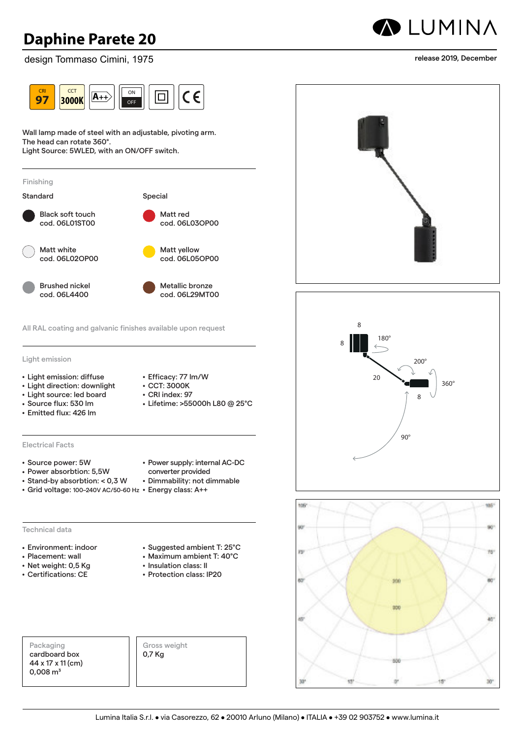# Daphine Parete 20

design Tommaso Cimini, 1975

release 2019, December

CRI 97 | CCT 3000K | A++ | ON OFF

Wall lamp made of steel with an adjustable, pivoting arm.
The head can rotate 360°.
Light Source: 5WLED, with an ON/OFF switch.

## Finishing

**Standard**

- Black soft touch
  cod. 06L01ST00
- Matt white
  cod. 06L02OP00
- Brushed nickel
  cod. 06L4400

**Special**

- Matt red
  cod. 06L03OP00
- Matt yellow
  cod. 06L05OP00
- Metallic bronze
  cod. 06L29MT00

All RAL coating and galvanic finishes available upon request

## Light emission

- Light emission: diffuse
- Light direction: downlight
- Light source: led board
- Source flux: 530 lm
- Emitted flux: 426 lm
- Efficacy: 77 lm/W
- CCT: 3000K
- CRI index: 97
- Lifetime: >55000h L80 @ 25°C

## Electrical Facts

- Source power: 5W
- Power absorbtion: 5,5W
- Stand-by absorbtion: < 0,3 W
- Grid voltage: 100–240V AC/50-60 Hz
- Power supply: internal AC-DC converter provided
- Dimmability: not dimmable
- Energy class: A++

## Technical data

- Environment: indoor
- Placement: wall
- Net weight: 0,5 Kg
- Certifications: CE
- Suggested ambient T: 25°C
- Maximum ambient T: 40°C
- Insulation class: II
- Protection class: IP20

**Packaging**
cardboard box
44 x 17 x 11 (cm)
0,008 m³

**Gross weight**
0,7 Kg

Lumina Italia S.r.l. • via Casorezzo, 62 • 20010 Arluno (Milano) • ITALIA • +39 02 903752 • www.lumina.it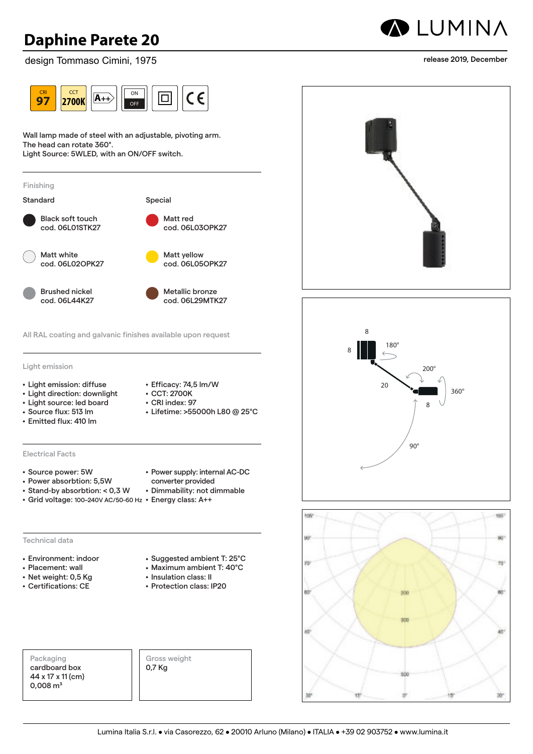# Daphine Parete 20

design Tommaso Cimini, 1975

release 2019, December

CRI 97 | CCT 2700K | A++ | ON/OFF

Wall lamp made of steel with an adjustable, pivoting arm.
The head can rotate 360°.
Light Source: 5WLED, with an ON/OFF switch.

## Finishing

**Standard**

- Black soft touch
  cod. 06L01STK27
- Matt white
  cod. 06L02OPK27
- Brushed nickel
  cod. 06L44K27

**Special**

- Matt red
  cod. 06L03OPK27
- Matt yellow
  cod. 06L05OPK27
- Metallic bronze
  cod. 06L29MTK27

All RAL coating and galvanic finishes available upon request

## Light emission

- Light emission: diffuse
- Light direction: downlight
- Light source: led board
- Source flux: 513 lm
- Emitted flux: 410 lm
- Efficacy: 74,5 lm/W
- CCT: 2700K
- CRI index: 97
- Lifetime: >55000h L80 @ 25°C

## Electrical Facts

- Source power: 5W
- Power absorbtion: 5,5W
- Stand-by absorbtion: < 0,3 W
- Grid voltage: 100-240V AC/50-60 Hz
- Power supply: internal AC-DC converter provided
- Dimmability: not dimmable
- Energy class: A++

## Technical data

- Environment: indoor
- Placement: wall
- Net weight: 0,5 Kg
- Certifications: CE
- Suggested ambient T: 25°C
- Maximum ambient T: 40°C
- Insulation class: II
- Protection class: IP20

| Packaging | Gross weight |
|---|---|
| cardboard box<br>44 x 17 x 11 (cm)<br>0,008 m³ | 0,7 Kg |

Lumina Italia S.r.l. • via Casorezzo, 62 • 20010 Arluno (Milano) • ITALIA • +39 02 903752 • www.lumina.it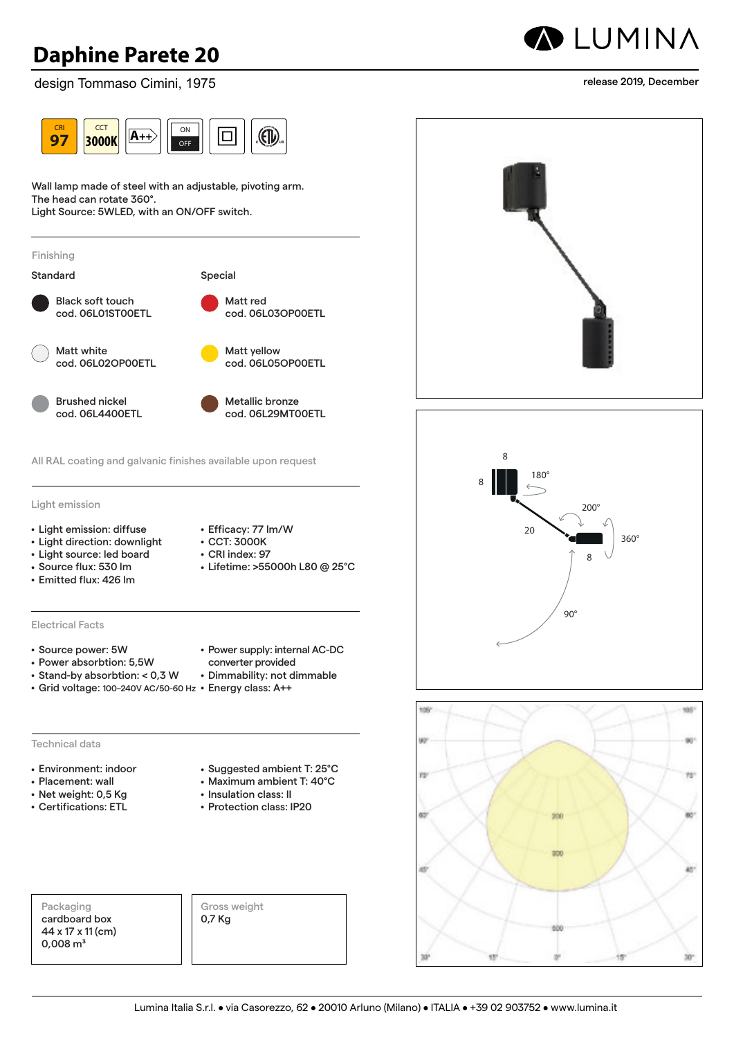# Daphine Parete 20

design Tommaso Cimini, 1975

release 2019, December

CRI 97 | CCT 3000K | A++ | ON/OFF

Wall lamp made of steel with an adjustable, pivoting arm.
The head can rotate 360°.
Light Source: 5WLED, with an ON/OFF switch.

## Finishing

### Standard

- Black soft touch
  cod. 06L01ST00ETL
- Matt white
  cod. 06L02OP00ETL
- Brushed nickel
  cod. 06L4400ETL

### Special

- Matt red
  cod. 06L03OP00ETL
- Matt yellow
  cod. 06L05OP00ETL
- Metallic bronze
  cod. 06L29MT00ETL

All RAL coating and galvanic finishes available upon request

## Light emission

- Light emission: diffuse
- Light direction: downlight
- Light source: led board
- Source flux: 530 lm
- Emitted flux: 426 lm
- Efficacy: 77 lm/W
- CCT: 3000K
- CRI index: 97
- Lifetime: >55000h L80 @ 25°C

## Electrical Facts

- Source power: 5W
- Power absorbtion: 5,5W
- Stand-by absorbtion: < 0,3 W
- Grid voltage: 100-240V AC/50-60 Hz
- Power supply: internal AC-DC converter provided
- Dimmability: not dimmable
- Energy class: A++

## Technical data

- Environment: indoor
- Placement: wall
- Net weight: 0,5 Kg
- Certifications: ETL
- Suggested ambient T: 25°C
- Maximum ambient T: 40°C
- Insulation class: II
- Protection class: IP20

**Packaging**
cardboard box
44 x 17 x 11 (cm)
0,008 m³

**Gross weight**
0,7 Kg

Lumina Italia S.r.l. • via Casorezzo, 62 • 20010 Arluno (Milano) • ITALIA • +39 02 903752 • www.lumina.it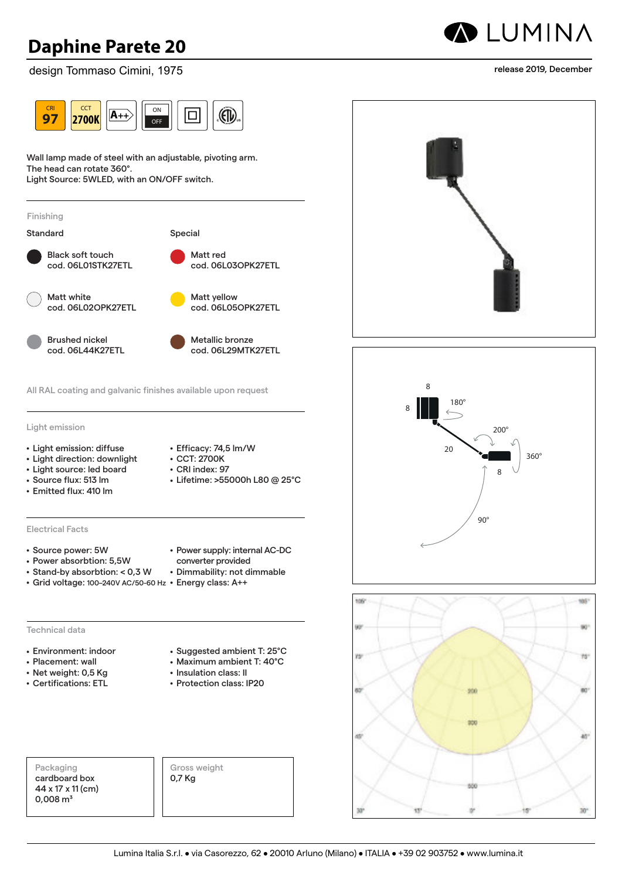# Daphine Parete 20

design Tommaso Cimini, 1975

release 2019, December

CRI 97 | CCT 2700K | A++ | ON OFF

Wall lamp made of steel with an adjustable, pivoting arm.
The head can rotate 360°.
Light Source: 5WLED, with an ON/OFF switch.

## Finishing

### Standard

Black soft touch
cod. 06L01STK27ETL

Matt white
cod. 06L02OPK27ETL

Brushed nickel
cod. 06L44K27ETL

### Special

Matt red
cod. 06L03OPK27ETL

Matt yellow
cod. 06L05OPK27ETL

Metallic bronze
cod. 06L29MTK27ETL

All RAL coating and galvanic finishes available upon request

## Light emission

- Light emission: diffuse
- Light direction: downlight
- Light source: led board
- Source flux: 513 lm
- Emitted flux: 410 lm
- Efficacy: 74,5 lm/W
- CCT: 2700K
- CRI index: 97
- Lifetime: >55000h L80 @ 25°C

## Electrical Facts

- Source power: 5W
- Power absorbtion: 5,5W
- Stand-by absorbtion: < 0,3 W
- Grid voltage: 100-240V AC/50-60 Hz
- Power supply: internal AC-DC converter provided
- Dimmability: not dimmable
- Energy class: A++

## Technical data

- Environment: indoor
- Placement: wall
- Net weight: 0,5 Kg
- Certifications: ETL
- Suggested ambient T: 25°C
- Maximum ambient T: 40°C
- Insulation class: II
- Protection class: IP20

Packaging
cardboard box
44 x 17 x 11 (cm)
0,008 m³

Gross weight
0,7 Kg

8
8
180°
200°
20
360°
8
90°

105° 105°
90° 90°
75° 75°
60° 60°
200
300
45° 45°
500
30° 15° 0° 15° 30°